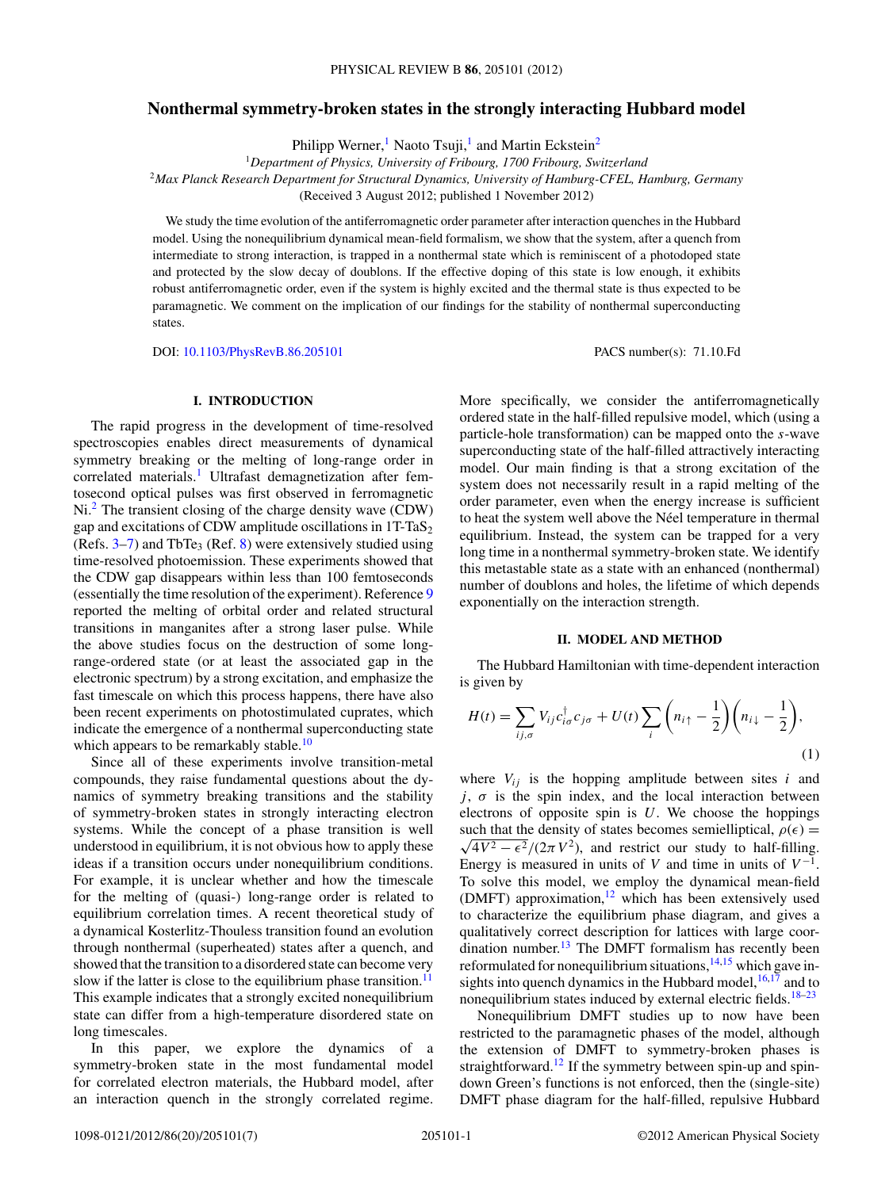# Nonthermal symmetry-broken states in the strongly interacting Hubbard model

Philipp Werner,[1] Naoto Tsuji,[1] and Martin Eckstein[2]

[1]*Department of Physics, University of Fribourg, 1700 Fribourg, Switzerland*

[2]*Max Planck Research Department for Structural Dynamics, University of Hamburg-CFEL, Hamburg, Germany*

(Received 3 August 2012; published 1 November 2012)

We study the time evolution of the antiferromagnetic order parameter after interaction quenches in the Hubbard model. Using the nonequilibrium dynamical mean-field formalism, we show that the system, after a quench from intermediate to strong interaction, is trapped in a nonthermal state which is reminiscent of a photodoped state and protected by the slow decay of doublons. If the effective doping of this state is low enough, it exhibits robust antiferromagnetic order, even if the system is highly excited and the thermal state is thus expected to be paramagnetic. We comment on the implication of our findings for the stability of nonthermal superconducting states.

DOI: 10.1103/PhysRevB.86.205101 PACS number(s): 71.10.Fd

## I. INTRODUCTION

The rapid progress in the development of time-resolved spectroscopies enables direct measurements of dynamical symmetry breaking or the melting of long-range order in correlated materials.[1] Ultrafast demagnetization after femtosecond optical pulses was first observed in ferromagnetic Ni.[2] The transient closing of the charge density wave (CDW) gap and excitations of CDW amplitude oscillations in 1T-$TaS_2$ (Refs. 3–7) and $TbTe_3$ (Ref. 8) were extensively studied using time-resolved photoemission. These experiments showed that the CDW gap disappears within less than 100 femtoseconds (essentially the time resolution of the experiment). Reference 9 reported the melting of orbital order and related structural transitions in manganites after a strong laser pulse. While the above studies focus on the destruction of some long-range-ordered state (or at least the associated gap in the electronic spectrum) by a strong excitation, and emphasize the fast timescale on which this process happens, there have also been recent experiments on photostimulated cuprates, which indicate the emergence of a nonthermal superconducting state which appears to be remarkably stable.[10]

Since all of these experiments involve transition-metal compounds, they raise fundamental questions about the dynamics of symmetry breaking transitions and the stability of symmetry-broken states in strongly interacting electron systems. While the concept of a phase transition is well understood in equilibrium, it is not obvious how to apply these ideas if a transition occurs under nonequilibrium conditions. For example, it is unclear whether and how the timescale for the melting of (quasi-) long-range order is related to equilibrium correlation times. A recent theoretical study of a dynamical Kosterlitz-Thouless transition found an evolution through nonthermal (superheated) states after a quench, and showed that the transition to a disordered state can become very slow if the latter is close to the equilibrium phase transition.[11] This example indicates that a strongly excited nonequilibrium state can differ from a high-temperature disordered state on long timescales.

In this paper, we explore the dynamics of a symmetry-broken state in the most fundamental model for correlated electron materials, the Hubbard model, after an interaction quench in the strongly correlated regime. More specifically, we consider the antiferromagnetically ordered state in the half-filled repulsive model, which (using a particle-hole transformation) can be mapped onto the *s*-wave superconducting state of the half-filled attractively interacting model. Our main finding is that a strong excitation of the system does not necessarily result in a rapid melting of the order parameter, even when the energy increase is sufficient to heat the system well above the Néel temperature in thermal equilibrium. Instead, the system can be trapped for a very long time in a nonthermal symmetry-broken state. We identify this metastable state as a state with an enhanced (nonthermal) number of doublons and holes, the lifetime of which depends exponentially on the interaction strength.

## II. MODEL AND METHOD

The Hubbard Hamiltonian with time-dependent interaction is given by

$$H(t) = \sum_{ij,\sigma} V_{ij} c^\dagger_{i\sigma} c_{j\sigma} + U(t) \sum_i \left(n_{i\uparrow} - \frac{1}{2}\right)\left(n_{i\downarrow} - \frac{1}{2}\right), \tag{1}$$

where $V_{ij}$ is the hopping amplitude between sites $i$ and $j$, $\sigma$ is the spin index, and the local interaction between electrons of opposite spin is $U$. We choose the hoppings such that the density of states becomes semielliptical, $\rho(\epsilon) = \sqrt{4V^2 - \epsilon^2}/(2\pi V^2)$, and restrict our study to half-filling. Energy is measured in units of $V$ and time in units of $V^{-1}$. To solve this model, we employ the dynamical mean-field (DMFT) approximation,[12] which has been extensively used to characterize the equilibrium phase diagram, and gives a qualitatively correct description for lattices with large coordination number.[13] The DMFT formalism has recently been reformulated for nonequilibrium situations,[14,15] which gave insights into quench dynamics in the Hubbard model,[16,17] and to nonequilibrium states induced by external electric fields.[18–23]

Nonequilibrium DMFT studies up to now have been restricted to the paramagnetic phases of the model, although the extension of DMFT to symmetry-broken phases is straightforward.[12] If the symmetry between spin-up and spin-down Green's functions is not enforced, then the (single-site) DMFT phase diagram for the half-filled, repulsive Hubbard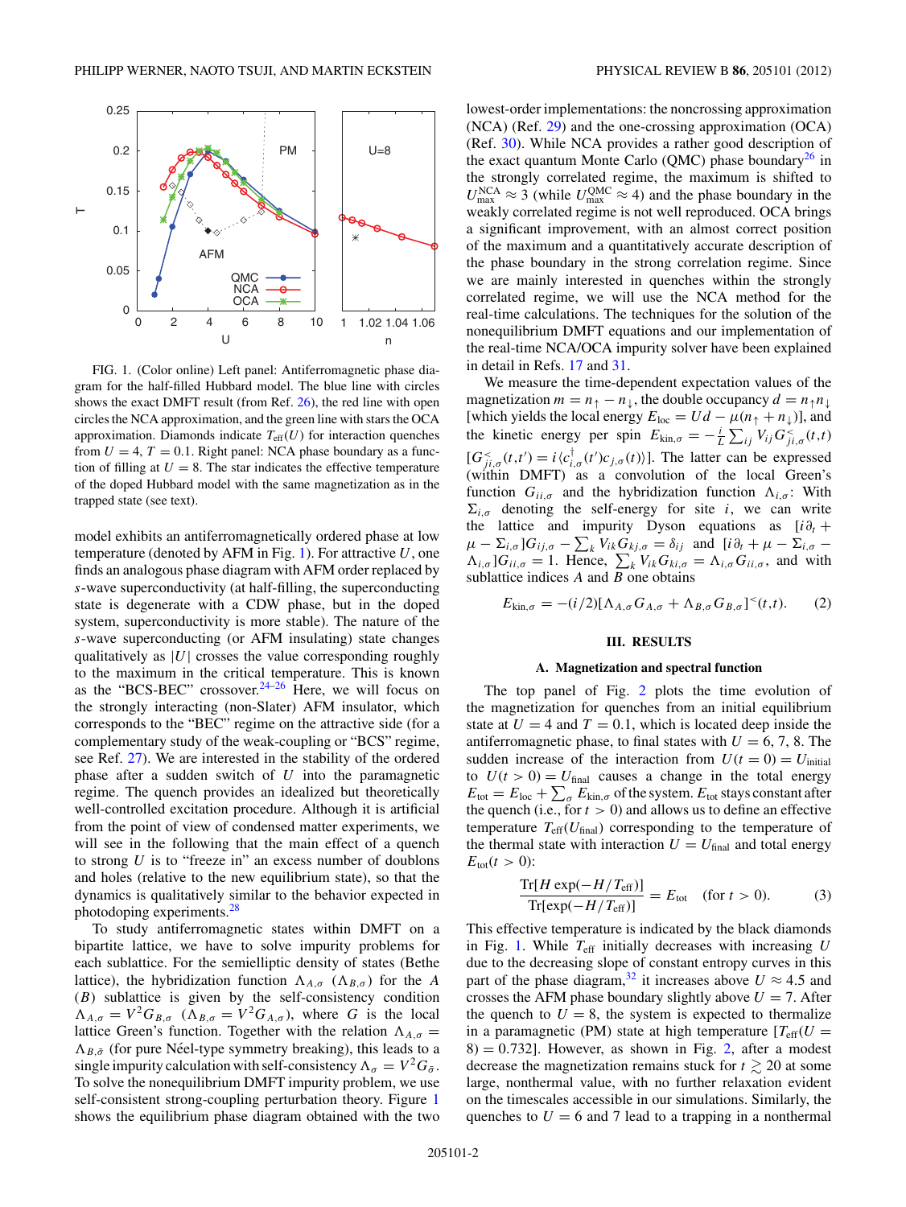FIG. 1. (Color online) Left panel: Antiferromagnetic phase diagram for the half-filled Hubbard model. The blue line with circles shows the exact DMFT result (from Ref. [26]), the red line with open circles the NCA approximation, and the green line with stars the OCA approximation. Diamonds indicate $T_{\rm eff}(U)$ for interaction quenches from $U=4$, $T=0.1$. Right panel: NCA phase boundary as a function of filling at $U=8$. The star indicates the effective temperature of the doped Hubbard model with the same magnetization as in the trapped state (see text).

model exhibits an antiferromagnetically ordered phase at low temperature (denoted by AFM in Fig. 1). For attractive $U$, one finds an analogous phase diagram with AFM order replaced by $s$-wave superconductivity (at half-filling, the superconducting state is degenerate with a CDW phase, but in the doped system, superconductivity is more stable). The nature of the $s$-wave superconducting (or AFM insulating) state changes qualitatively as $|U|$ crosses the value corresponding roughly to the maximum in the critical temperature. This is known as the "BCS-BEC" crossover.[24–26] Here, we will focus on the strongly interacting (non-Slater) AFM insulator, which corresponds to the "BEC" regime on the attractive side (for a complementary study of the weak-coupling or "BCS" regime, see Ref. [27]). We are interested in the stability of the ordered phase after a sudden switch of $U$ into the paramagnetic regime. The quench provides an idealized but theoretically well-controlled excitation procedure. Although it is artificial from the point of view of condensed matter experiments, we will see in the following that the main effect of a quench to strong $U$ is to "freeze in" an excess number of doublons and holes (relative to the new equilibrium state), so that the dynamics is qualitatively similar to the behavior expected in photodoping experiments.[28]

To study antiferromagnetic states within DMFT on a bipartite lattice, we have to solve impurity problems for each sublattice. For the semielliptic density of states (Bethe lattice), the hybridization function $\Lambda_{A,\sigma}$ ($\Lambda_{B,\sigma}$) for the $A$ ($B$) sublattice is given by the self-consistency condition $\Lambda_{A,\sigma}=V^2G_{B,\sigma}$ ($\Lambda_{B,\sigma}=V^2G_{A,\sigma}$), where $G$ is the local lattice Green's function. Together with the relation $\Lambda_{A,\sigma}=\Lambda_{B,\bar\sigma}$ (for pure Néel-type symmetry breaking), this leads to a single impurity calculation with self-consistency $\Lambda_\sigma=V^2G_{\bar\sigma}$. To solve the nonequilibrium DMFT impurity problem, we use self-consistent strong-coupling perturbation theory. Figure 1 shows the equilibrium phase diagram obtained with the two lowest-order implementations: the noncrossing approximation (NCA) (Ref. [29]) and the one-crossing approximation (OCA) (Ref. [30]). While NCA provides a rather good description of the exact quantum Monte Carlo (QMC) phase boundary[26] in the strongly correlated regime, the maximum is shifted to $U_{\rm max}^{\rm NCA}\approx 3$ (while $U_{\rm max}^{\rm QMC}\approx 4$) and the phase boundary in the weakly correlated regime is not well reproduced. OCA brings a significant improvement, with an almost correct position of the maximum and a quantitatively accurate description of the phase boundary in the strong correlation regime. Since we are mainly interested in quenches within the strongly correlated regime, we will use the NCA method for the real-time calculations. The techniques for the solution of the nonequilibrium DMFT equations and our implementation of the real-time NCA/OCA impurity solver have been explained in detail in Refs. [17] and [31].

We measure the time-dependent expectation values of the magnetization $m=n_\uparrow-n_\downarrow$, the double occupancy $d=n_\uparrow n_\downarrow$ [which yields the local energy $E_{\rm loc}=Ud-\mu(n_\uparrow+n_\downarrow)$], and the kinetic energy per spin $E_{{\rm kin},\sigma}=-\frac{i}{L}\sum_{ij}V_{ij}G^<_{ji,\sigma}(t,t)$ [$G^<_{ji,\sigma}(t,t')=i\langle c^\dagger_{i,\sigma}(t')c_{j,\sigma}(t)\rangle$]. The latter can be expressed (within DMFT) as a convolution of the local Green's function $G_{ii,\sigma}$ and the hybridization function $\Lambda_{i,\sigma}$: With $\Sigma_{i,\sigma}$ denoting the self-energy for site $i$, we can write the lattice and impurity Dyson equations as $[i\partial_t+\mu-\Sigma_{i,\sigma}]G_{ij,\sigma}-\sum_k V_{ik}G_{kj,\sigma}=\delta_{ij}$ and $[i\partial_t+\mu-\Sigma_{i,\sigma}-\Lambda_{i,\sigma}]G_{ii,\sigma}=1$. Hence, $\sum_k V_{ik}G_{ki,\sigma}=\Lambda_{i,\sigma}G_{ii,\sigma}$, and with sublattice indices $A$ and $B$ one obtains

$$E_{{\rm kin},\sigma}=-(i/2)[\Lambda_{A,\sigma}G_{A,\sigma}+\Lambda_{B,\sigma}G_{B,\sigma}]^<(t,t). \tag{2}$$

## III. RESULTS

### A. Magnetization and spectral function

The top panel of Fig. 2 plots the time evolution of the magnetization for quenches from an initial equilibrium state at $U=4$ and $T=0.1$, which is located deep inside the antiferromagnetic phase, to final states with $U=6, 7, 8$. The sudden increase of the interaction from $U(t=0)=U_{\rm initial}$ to $U(t>0)=U_{\rm final}$ causes a change in the total energy $E_{\rm tot}=E_{\rm loc}+\sum_\sigma E_{{\rm kin},\sigma}$ of the system. $E_{\rm tot}$ stays constant after the quench (i.e., for $t>0$) and allows us to define an effective temperature $T_{\rm eff}(U_{\rm final})$ corresponding to the temperature of the thermal state with interaction $U=U_{\rm final}$ and total energy $E_{\rm tot}(t>0)$:

$$\frac{{\rm Tr}[H\exp(-H/T_{\rm eff})]}{{\rm Tr}[\exp(-H/T_{\rm eff})]}=E_{\rm tot}\quad(\text{for } t>0). \tag{3}$$

This effective temperature is indicated by the black diamonds in Fig. 1. While $T_{\rm eff}$ initially decreases with increasing $U$ due to the decreasing slope of constant entropy curves in this part of the phase diagram,[32] it increases above $U\approx 4.5$ and crosses the AFM phase boundary slightly above $U=7$. After the quench to $U=8$, the system is expected to thermalize in a paramagnetic (PM) state at high temperature [$T_{\rm eff}(U=8)=0.732$]. However, as shown in Fig. 2, after a modest decrease the magnetization remains stuck for $t\gtrsim 20$ at some large, nonthermal value, with no further relaxation evident on the timescales accessible in our simulations. Similarly, the quenches to $U=6$ and 7 lead to a trapping in a nonthermal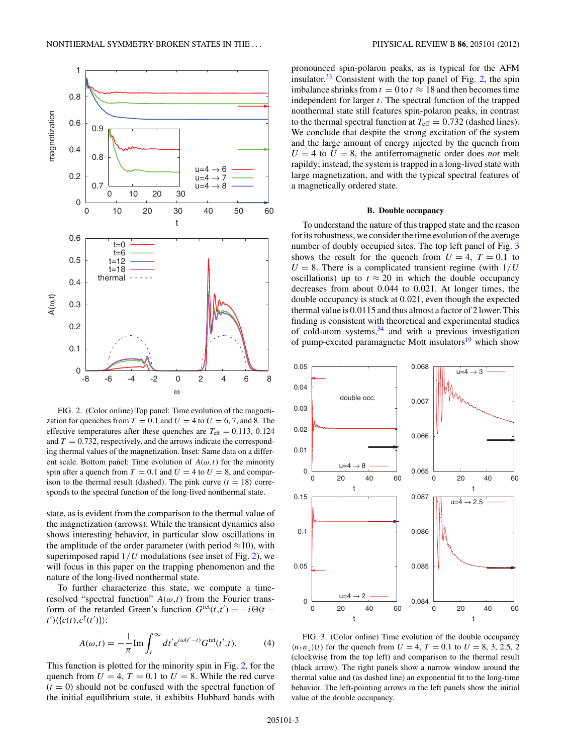FIG. 2. (Color online) Top panel: Time evolution of the magnetization for quenches from $T = 0.1$ and $U = 4$ to $U = 6$, 7, and 8. The effective temperatures after these quenches are $T_{\rm eff} = 0.113$, 0.124 and $T = 0.732$, respectively, and the arrows indicate the corresponding thermal values of the magnetization. Inset: Same data on a different scale. Bottom panel: Time evolution of $A(\omega,t)$ for the minority spin after a quench from $T = 0.1$ and $U = 4$ to $U = 8$, and comparison to the thermal result (dashed). The pink curve ($t = 18$) corresponds to the spectral function of the long-lived nonthermal state.

state, as is evident from the comparison to the thermal value of the magnetization (arrows). While the transient dynamics also shows interesting behavior, in particular slow oscillations in the amplitude of the order parameter (with period ≈10), with superimposed rapid $1/U$ modulations (see inset of Fig. 2), we will focus in this paper on the trapping phenomenon and the nature of the long-lived nonthermal state.

To further characterize this state, we compute a time-resolved "spectral function" $A(\omega,t)$ from the Fourier transform of the retarded Green's function $G^{\rm ret}(t,t') = -i\Theta(t-t')\langle\{c(t),c^\dagger(t')\}\rangle$:

$$A(\omega,t) = -\frac{1}{\pi}{\rm Im}\int_t^\infty dt' e^{i\omega(t'-t)}G^{\rm ret}(t',t). \qquad (4)$$

This function is plotted for the minority spin in Fig. 2, for the quench from $U = 4$, $T = 0.1$ to $U = 8$. While the red curve ($t = 0$) should not be confused with the spectral function of the initial equilibrium state, it exhibits Hubbard bands with pronounced spin-polaron peaks, as is typical for the AFM insulator.[33] Consistent with the top panel of Fig. 2, the spin imbalance shrinks from $t = 0$ to $t \approx 18$ and then becomes time independent for larger $t$. The spectral function of the trapped nonthermal state still features spin-polaron peaks, in contrast to the thermal spectral function at $T_{\rm eff} = 0.732$ (dashed lines). We conclude that despite the strong excitation of the system and the large amount of energy injected by the quench from $U = 4$ to $U = 8$, the antiferromagnetic order does *not* melt rapidly; instead, the system is trapped in a long-lived state with large magnetization, and with the typical spectral features of a magnetically ordered state.

### B. Double occupancy

To understand the nature of this trapped state and the reason for its robustness, we consider the time evolution of the average number of doubly occupied sites. The top left panel of Fig. 3 shows the result for the quench from $U = 4$, $T = 0.1$ to $U = 8$. There is a complicated transient regime (with $1/U$ oscillations) up to $t \approx 20$ in which the double occupancy decreases from about 0.044 to 0.021. At longer times, the double occupancy is stuck at 0.021, even though the expected thermal value is 0.0115 and thus almost a factor of 2 lower. This finding is consistent with theoretical and experimental studies of cold-atom systems,[34] and with a previous investigation of pump-excited paramagnetic Mott insulators[19] which show

FIG. 3. (Color online) Time evolution of the double occupancy $\langle n_\uparrow n_\downarrow\rangle(t)$ for the quench from $U = 4$, $T = 0.1$ to $U = 8$, 3, 2.5, 2 (clockwise from the top left) and comparison to the thermal result (black arrow). The right panels show a narrow window around the thermal value and (as dashed line) an exponential fit to the long-time behavior. The left-pointing arrows in the left panels show the initial value of the double occupancy.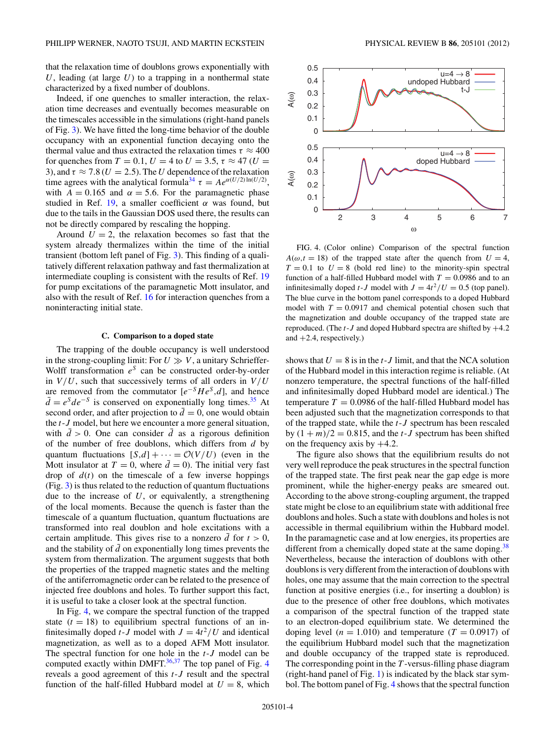that the relaxation time of doublons grows exponentially with $U$, leading (at large $U$) to a trapping in a nonthermal state characterized by a fixed number of doublons.

Indeed, if one quenches to smaller interaction, the relaxation time decreases and eventually becomes measurable on the timescales accessible in the simulations (right-hand panels of Fig. 3). We have fitted the long-time behavior of the double occupancy with an exponential function decaying onto the thermal value and thus extracted the relaxation times $\tau \approx 400$ for quenches from $T = 0.1$, $U = 4$ to $U = 3.5$, $\tau \approx 47$ ($U = 3$), and $\tau \approx 7.8$ ($U = 2.5$). The $U$ dependence of the relaxation time agrees with the analytical formula[34] $\tau = Ae^{\alpha(U/2)\ln(U/2)}$, with $A = 0.165$ and $\alpha = 5.6$. For the paramagnetic phase studied in Ref. 19, a smaller coefficient $\alpha$ was found, but due to the tails in the Gaussian DOS used there, the results can not be directly compared by rescaling the hopping.

Around $U = 2$, the relaxation becomes so fast that the system already thermalizes within the time of the initial transient (bottom left panel of Fig. 3). This finding of a qualitatively different relaxation pathway and fast thermalization at intermediate coupling is consistent with the results of Ref. 19 for pump excitations of the paramagnetic Mott insulator, and also with the result of Ref. 16 for interaction quenches from a noninteracting initial state.

### C. Comparison to a doped state

The trapping of the double occupancy is well understood in the strong-coupling limit: For $U \gg V$, a unitary Schrieffer-Wolff transformation $e^S$ can be constructed order-by-order in $V/U$, such that successively terms of all orders in $V/U$ are removed from the commutator $[e^{-S}He^S, d]$, and hence $\bar{d} = e^S de^{-S}$ is conserved on exponentially long times.[35] At second order, and after projection to $\bar{d} = 0$, one would obtain the $t$-$J$ model, but here we encounter a more general situation, with $\bar{d} > 0$. One can consider $\bar{d}$ as a rigorous definition of the number of free doublons, which differs from $d$ by quantum fluctuations $[S,d] + \cdots = \mathcal{O}(V/U)$ (even in the Mott insulator at $T = 0$, where $\bar{d} = 0$). The initial very fast drop of $d(t)$ on the timescale of a few inverse hoppings (Fig. 3) is thus related to the reduction of quantum fluctuations due to the increase of $U$, or equivalently, a strengthening of the local moments. Because the quench is faster than the timescale of a quantum fluctuation, quantum fluctuations are transformed into real doublon and hole excitations with a certain amplitude. This gives rise to a nonzero $\bar{d}$ for $t > 0$, and the stability of $\bar{d}$ on exponentially long times prevents the system from thermalization. The argument suggests that both the properties of the trapped magnetic states and the melting of the antiferromagnetic order can be related to the presence of injected free doublons and holes. To further support this fact, it is useful to take a closer look at the spectral function.

In Fig. 4, we compare the spectral function of the trapped state ($t = 18$) to equilibrium spectral functions of an infinitesimally doped $t$-$J$ model with $J = 4t^2/U$ and identical magnetization, as well as to a doped AFM Mott insulator. The spectral function for one hole in the $t$-$J$ model can be computed exactly within DMFT.[36,37] The top panel of Fig. 4 reveals a good agreement of this $t$-$J$ result and the spectral function of the half-filled Hubbard model at $U = 8$, which shows that $U = 8$ is in the $t$-$J$ limit, and that the NCA solution of the Hubbard model in this interaction regime is reliable. (At nonzero temperature, the spectral functions of the half-filled and infinitesimally doped Hubbard model are identical.) The temperature $T = 0.0986$ of the half-filled Hubbard model has been adjusted such that the magnetization corresponds to that of the trapped state, while the $t$-$J$ spectrum has been rescaled by $(1 + m)/2 = 0.815$, and the $t$-$J$ spectrum has been shifted on the frequency axis by $+4.2$.

FIG. 4. (Color online) Comparison of the spectral function $A(\omega,t = 18)$ of the trapped state after the quench from $U = 4$, $T = 0.1$ to $U = 8$ (bold red line) to the minority-spin spectral function of a half-filled Hubbard model with $T = 0.0986$ and to an infinitesimally doped $t$-$J$ model with $J = 4t^2/U = 0.5$ (top panel). The blue curve in the bottom panel corresponds to a doped Hubbard model with $T = 0.0917$ and chemical potential chosen such that the magnetization and double occupancy of the trapped state are reproduced. (The $t$-$J$ and doped Hubbard spectra are shifted by $+4.2$ and $+2.4$, respectively.)

The figure also shows that the equilibrium results do not very well reproduce the peak structures in the spectral function of the trapped state. The first peak near the gap edge is more prominent, while the higher-energy peaks are smeared out. According to the above strong-coupling argument, the trapped state might be close to an equilibrium state with additional free doublons and holes. Such a state with doublons and holes is not accessible in thermal equilibrium within the Hubbard model. In the paramagnetic case and at low energies, its properties are different from a chemically doped state at the same doping.[38] Nevertheless, because the interaction of doublons with other doublons is very different from the interaction of doublons with holes, one may assume that the main correction to the spectral function at positive energies (i.e., for inserting a doublon) is due to the presence of other free doublons, which motivates a comparison of the spectral function of the trapped state to an electron-doped equilibrium state. We determined the doping level ($n = 1.010$) and temperature ($T = 0.0917$) of the equilibrium Hubbard model such that the magnetization and double occupancy of the trapped state is reproduced. The corresponding point in the $T$-versus-filling phase diagram (right-hand panel of Fig. 1) is indicated by the black star symbol. The bottom panel of Fig. 4 shows that the spectral function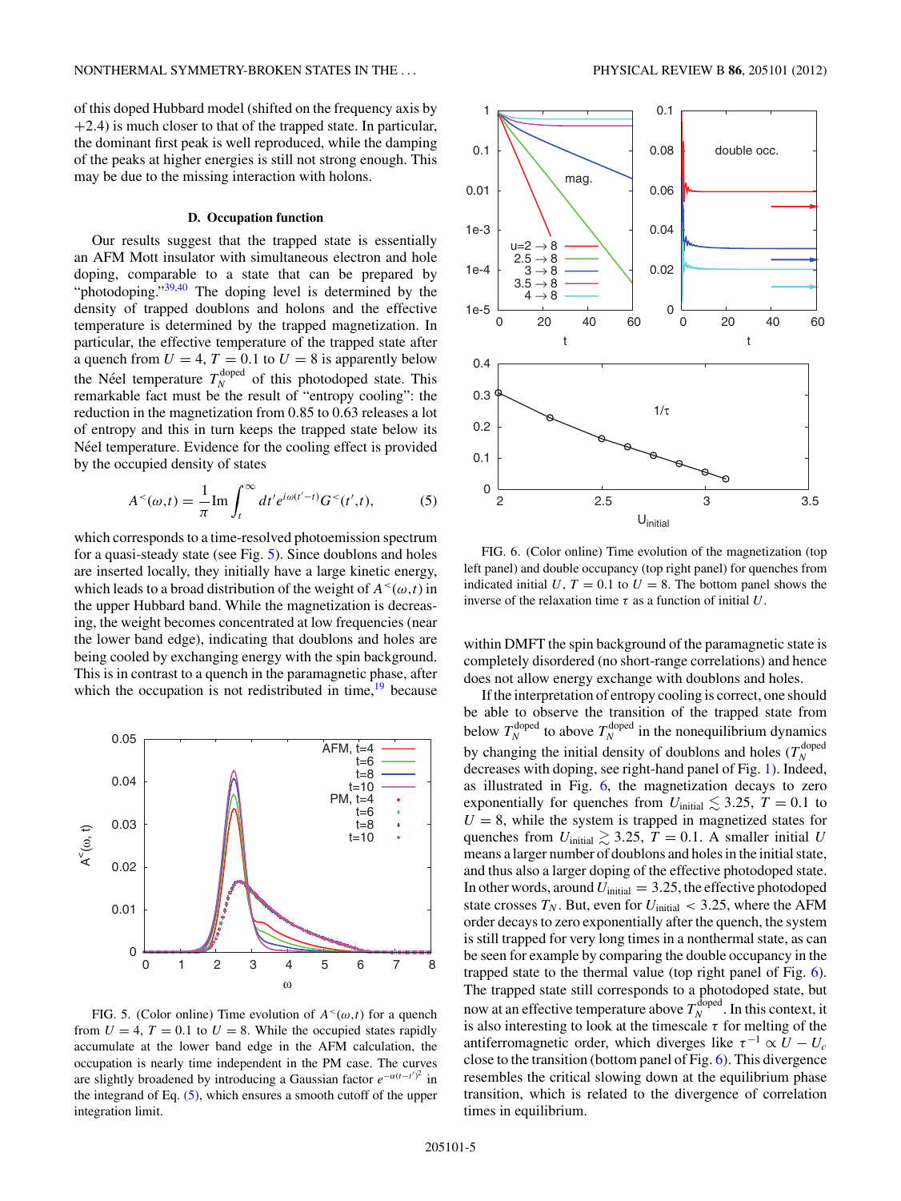of this doped Hubbard model (shifted on the frequency axis by +2.4) is much closer to that of the trapped state. In particular, the dominant first peak is well reproduced, while the damping of the peaks at higher energies is still not strong enough. This may be due to the missing interaction with holons.

### D. Occupation function

Our results suggest that the trapped state is essentially an AFM Mott insulator with simultaneous electron and hole doping, comparable to a state that can be prepared by "photodoping."[39,40] The doping level is determined by the density of trapped doublons and holons and the effective temperature is determined by the trapped magnetization. In particular, the effective temperature of the trapped state after a quench from $U = 4$, $T = 0.1$ to $U = 8$ is apparently below the Néel temperature $T_N^{\text{doped}}$ of this photodoped state. This remarkable fact must be the result of "entropy cooling": the reduction in the magnetization from 0.85 to 0.63 releases a lot of entropy and this in turn keeps the trapped state below its Néel temperature. Evidence for the cooling effect is provided by the occupied density of states

$$A^<(\omega,t) = \frac{1}{\pi}\text{Im}\int_t^\infty dt' e^{i\omega(t'-t)}G^<(t',t), \tag{5}$$

which corresponds to a time-resolved photoemission spectrum for a quasi-steady state (see Fig. 5). Since doublons and holes are inserted locally, they initially have a large kinetic energy, which leads to a broad distribution of the weight of $A^<(\omega,t)$ in the upper Hubbard band. While the magnetization is decreasing, the weight becomes concentrated at low frequencies (near the lower band edge), indicating that doublons and holes are being cooled by exchanging energy with the spin background. This is in contrast to a quench in the paramagnetic phase, after which the occupation is not redistributed in time,[19] because within DMFT the spin background of the paramagnetic state is completely disordered (no short-range correlations) and hence does not allow energy exchange with doublons and holes.

FIG. 5. (Color online) Time evolution of $A^<(\omega,t)$ for a quench from $U = 4$, $T = 0.1$ to $U = 8$. While the occupied states rapidly accumulate at the lower band edge in the AFM calculation, the occupation is nearly time independent in the PM case. The curves are slightly broadened by introducing a Gaussian factor $e^{-\alpha(t-t')^2}$ in the integrand of Eq. (5), which ensures a smooth cutoff of the upper integration limit.

FIG. 6. (Color online) Time evolution of the magnetization (top left panel) and double occupancy (top right panel) for quenches from indicated initial $U$, $T = 0.1$ to $U = 8$. The bottom panel shows the inverse of the relaxation time $\tau$ as a function of initial $U$.

If the interpretation of entropy cooling is correct, one should be able to observe the transition of the trapped state from below $T_N^{\text{doped}}$ to above $T_N^{\text{doped}}$ in the nonequilibrium dynamics by changing the initial density of doublons and holes ($T_N^{\text{doped}}$ decreases with doping, see right-hand panel of Fig. 1). Indeed, as illustrated in Fig. 6, the magnetization decays to zero exponentially for quenches from $U_{\text{initial}} \lesssim 3.25$, $T = 0.1$ to $U = 8$, while the system is trapped in magnetized states for quenches from $U_{\text{initial}} \gtrsim 3.25$, $T = 0.1$. A smaller initial $U$ means a larger number of doublons and holes in the initial state, and thus also a larger doping of the effective photodoped state. In other words, around $U_{\text{initial}} = 3.25$, the effective photodoped state crosses $T_N$. But, even for $U_{\text{initial}} < 3.25$, where the AFM order decays to zero exponentially after the quench, the system is still trapped for very long times in a nonthermal state, as can be seen for example by comparing the double occupancy in the trapped state to the thermal value (top right panel of Fig. 6). The trapped state still corresponds to a photodoped state, but now at an effective temperature above $T_N^{\text{doped}}$. In this context, it is also interesting to look at the timescale $\tau$ for melting of the antiferromagnetic order, which diverges like $\tau^{-1} \propto U - U_c$ close to the transition (bottom panel of Fig. 6). This divergence resembles the critical slowing down at the equilibrium phase transition, which is related to the divergence of correlation times in equilibrium.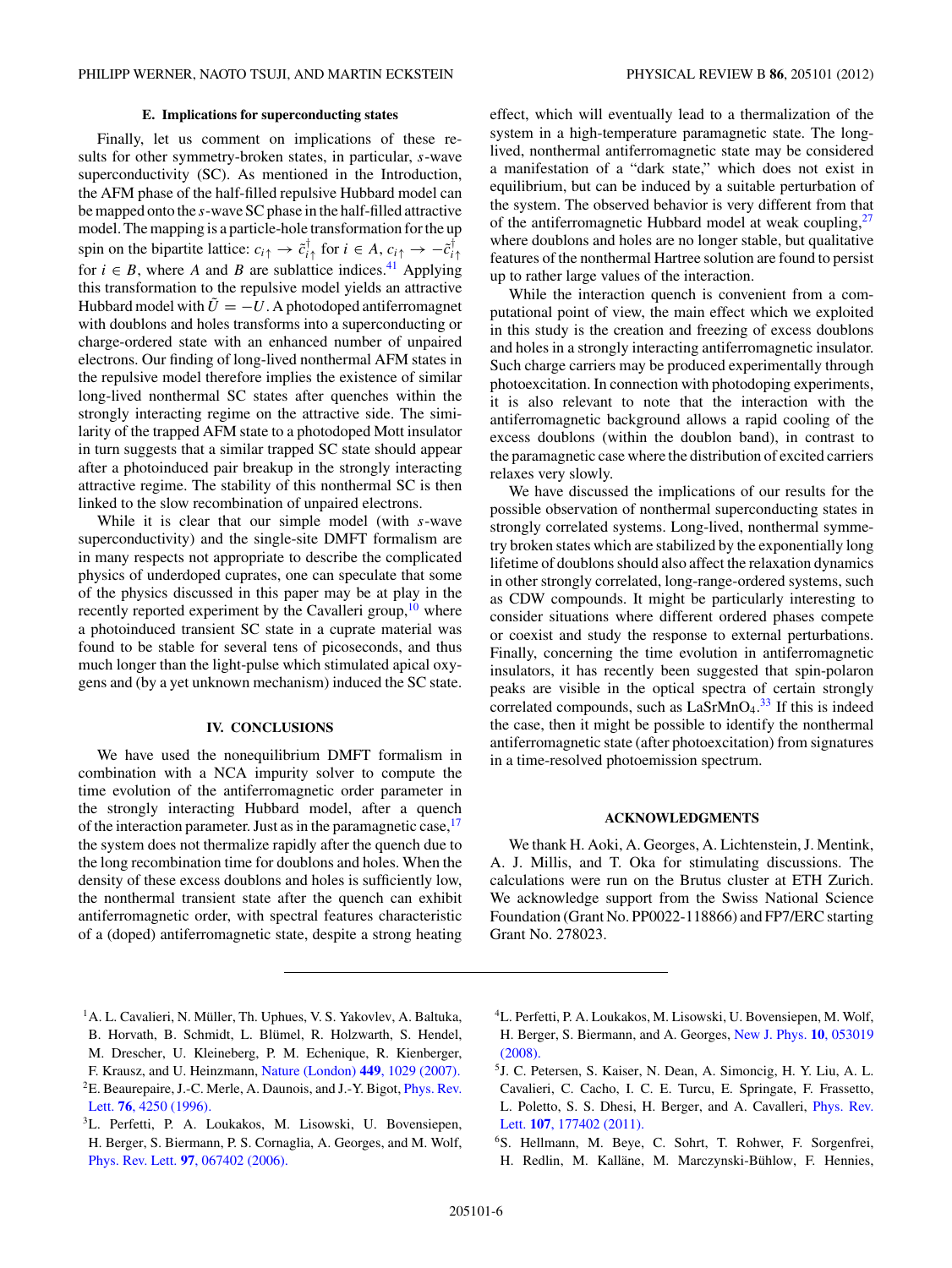### E. Implications for superconducting states

Finally, let us comment on implications of these results for other symmetry-broken states, in particular, $s$-wave superconductivity (SC). As mentioned in the Introduction, the AFM phase of the half-filled repulsive Hubbard model can be mapped onto the $s$-wave SC phase in the half-filled attractive model. The mapping is a particle-hole transformation for the up spin on the bipartite lattice: $c_{i\uparrow} \to \tilde{c}^{\dagger}_{i\uparrow}$ for $i \in A$, $c_{i\uparrow} \to -\tilde{c}^{\dagger}_{i\uparrow}$ for $i \in B$, where $A$ and $B$ are sublattice indices.[41] Applying this transformation to the repulsive model yields an attractive Hubbard model with $\tilde{U} = -U$. A photodoped antiferromagnet with doublons and holes transforms into a superconducting or charge-ordered state with an enhanced number of unpaired electrons. Our finding of long-lived nonthermal AFM states in the repulsive model therefore implies the existence of similar long-lived nonthermal SC states after quenches within the strongly interacting regime on the attractive side. The similarity of the trapped AFM state to a photodoped Mott insulator in turn suggests that a similar trapped SC state should appear after a photoinduced pair breakup in the strongly interacting attractive regime. The stability of this nonthermal SC is then linked to the slow recombination of unpaired electrons.

While it is clear that our simple model (with $s$-wave superconductivity) and the single-site DMFT formalism are in many respects not appropriate to describe the complicated physics of underdoped cuprates, one can speculate that some of the physics discussed in this paper may be at play in the recently reported experiment by the Cavalleri group,[10] where a photoinduced transient SC state in a cuprate material was found to be stable for several tens of picoseconds, and thus much longer than the light-pulse which stimulated apical oxygens and (by a yet unknown mechanism) induced the SC state.

## IV. CONCLUSIONS

We have used the nonequilibrium DMFT formalism in combination with a NCA impurity solver to compute the time evolution of the antiferromagnetic order parameter in the strongly interacting Hubbard model, after a quench of the interaction parameter. Just as in the paramagnetic case,[17] the system does not thermalize rapidly after the quench due to the long recombination time for doublons and holes. When the density of these excess doublons and holes is sufficiently low, the nonthermal transient state after the quench can exhibit antiferromagnetic order, with spectral features characteristic of a (doped) antiferromagnetic state, despite a strong heating effect, which will eventually lead to a thermalization of the system in a high-temperature paramagnetic state. The long-lived, nonthermal antiferromagnetic state may be considered a manifestation of a "dark state," which does not exist in equilibrium, but can be induced by a suitable perturbation of the system. The observed behavior is very different from that of the antiferromagnetic Hubbard model at weak coupling,[27] where doublons and holes are no longer stable, but qualitative features of the nonthermal Hartree solution are found to persist up to rather large values of the interaction.

While the interaction quench is convenient from a computational point of view, the main effect which we exploited in this study is the creation and freezing of excess doublons and holes in a strongly interacting antiferromagnetic insulator. Such charge carriers may be produced experimentally through photoexcitation. In connection with photodoping experiments, it is also relevant to note that the interaction with the antiferromagnetic background allows a rapid cooling of the excess doublons (within the doublon band), in contrast to the paramagnetic case where the distribution of excited carriers relaxes very slowly.

We have discussed the implications of our results for the possible observation of nonthermal superconducting states in strongly correlated systems. Long-lived, nonthermal symmetry broken states which are stabilized by the exponentially long lifetime of doublons should also affect the relaxation dynamics in other strongly correlated, long-range-ordered systems, such as CDW compounds. It might be particularly interesting to consider situations where different ordered phases compete or coexist and study the response to external perturbations. Finally, concerning the time evolution in antiferromagnetic insulators, it has recently been suggested that spin-polaron peaks are visible in the optical spectra of certain strongly correlated compounds, such as $LaSrMnO_4$.[33] If this is indeed the case, then it might be possible to identify the nonthermal antiferromagnetic state (after photoexcitation) from signatures in a time-resolved photoemission spectrum.

## ACKNOWLEDGMENTS

We thank H. Aoki, A. Georges, A. Lichtenstein, J. Mentink, A. J. Millis, and T. Oka for stimulating discussions. The calculations were run on the Brutus cluster at ETH Zurich. We acknowledge support from the Swiss National Science Foundation (Grant No. PP0022-118866) and FP7/ERC starting Grant No. 278023.

---

[1] A. L. Cavalieri, N. Müller, Th. Uphues, V. S. Yakovlev, A. Baltuka, B. Horvath, B. Schmidt, L. Blümel, R. Holzwarth, S. Hendel, M. Drescher, U. Kleineberg, P. M. Echenique, R. Kienberger, F. Krausz, and U. Heinzmann, Nature (London) **449**, 1029 (2007).

[2] E. Beaurepaire, J.-C. Merle, A. Daunois, and J.-Y. Bigot, Phys. Rev. Lett. **76**, 4250 (1996).

[3] L. Perfetti, P. A. Loukakos, M. Lisowski, U. Bovensiepen, H. Berger, S. Biermann, P. S. Cornaglia, A. Georges, and M. Wolf, Phys. Rev. Lett. **97**, 067402 (2006).

[4] L. Perfetti, P. A. Loukakos, M. Lisowski, U. Bovensiepen, M. Wolf, H. Berger, S. Biermann, and A. Georges, New J. Phys. **10**, 053019 (2008).

[5] J. C. Petersen, S. Kaiser, N. Dean, A. Simoncig, H. Y. Liu, A. L. Cavalieri, C. Cacho, I. C. E. Turcu, E. Springate, F. Frassetto, L. Poletto, S. S. Dhesi, H. Berger, and A. Cavalleri, Phys. Rev. Lett. **107**, 177402 (2011).

[6] S. Hellmann, M. Beye, C. Sohrt, T. Rohwer, F. Sorgenfrei, H. Redlin, M. Kalläne, M. Marczynski-Bühlow, F. Hennies,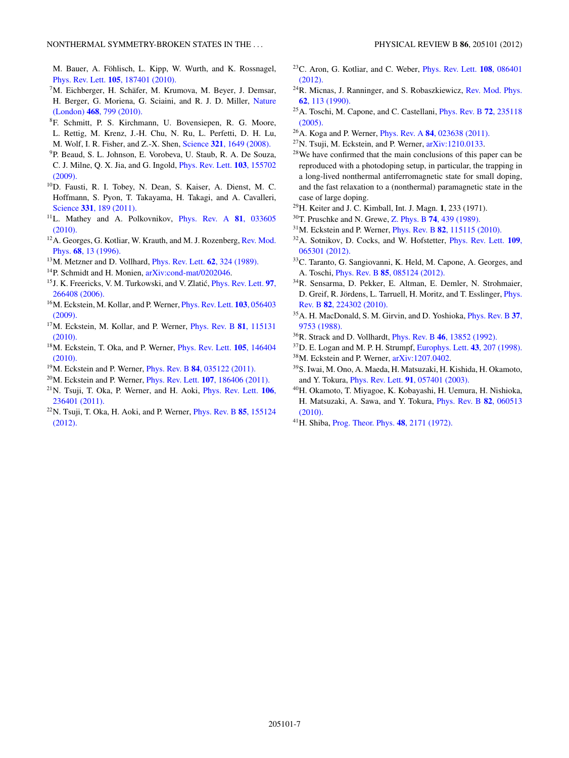M. Bauer, A. Föhlisch, L. Kipp, W. Wurth, and K. Rossnagel, Phys. Rev. Lett. **105**, 187401 (2010).

[7] M. Eichberger, H. Schäfer, M. Krumova, M. Beyer, J. Demsar, H. Berger, G. Moriena, G. Sciaini, and R. J. D. Miller, Nature (London) **468**, 799 (2010).

[8] F. Schmitt, P. S. Kirchmann, U. Bovensiepen, R. G. Moore, L. Rettig, M. Krenz, J.-H. Chu, N. Ru, L. Perfetti, D. H. Lu, M. Wolf, I. R. Fisher, and Z.-X. Shen, Science **321**, 1649 (2008).

[9] P. Beaud, S. L. Johnson, E. Vorobeva, U. Staub, R. A. De Souza, C. J. Milne, Q. X. Jia, and G. Ingold, Phys. Rev. Lett. **103**, 155702 (2009).

[10] D. Fausti, R. I. Tobey, N. Dean, S. Kaiser, A. Dienst, M. C. Hoffmann, S. Pyon, T. Takayama, H. Takagi, and A. Cavalleri, Science **331**, 189 (2011).

[11] L. Mathey and A. Polkovnikov, Phys. Rev. A **81**, 033605 (2010).

[12] A. Georges, G. Kotliar, W. Krauth, and M. J. Rozenberg, Rev. Mod. Phys. **68**, 13 (1996).

[13] M. Metzner and D. Vollhard, Phys. Rev. Lett. **62**, 324 (1989).

[14] P. Schmidt and H. Monien, arXiv:cond-mat/0202046.

[15] J. K. Freericks, V. M. Turkowski, and V. Zlatić, Phys. Rev. Lett. **97**, 266408 (2006).

[16] M. Eckstein, M. Kollar, and P. Werner, Phys. Rev. Lett. **103**, 056403 (2009).

[17] M. Eckstein, M. Kollar, and P. Werner, Phys. Rev. B **81**, 115131 (2010).

[18] M. Eckstein, T. Oka, and P. Werner, Phys. Rev. Lett. **105**, 146404 (2010).

[19] M. Eckstein and P. Werner, Phys. Rev. B **84**, 035122 (2011).

[20] M. Eckstein and P. Werner, Phys. Rev. Lett. **107**, 186406 (2011).

[21] N. Tsuji, T. Oka, P. Werner, and H. Aoki, Phys. Rev. Lett. **106**, 236401 (2011).

[22] N. Tsuji, T. Oka, H. Aoki, and P. Werner, Phys. Rev. B **85**, 155124 (2012).

[23] C. Aron, G. Kotliar, and C. Weber, Phys. Rev. Lett. **108**, 086401 (2012).

[24] R. Micnas, J. Ranninger, and S. Robaszkiewicz, Rev. Mod. Phys. **62**, 113 (1990).

[25] A. Toschi, M. Capone, and C. Castellani, Phys. Rev. B **72**, 235118 (2005).

[26] A. Koga and P. Werner, Phys. Rev. A **84**, 023638 (2011).

[27] N. Tsuji, M. Eckstein, and P. Werner, arXiv:1210.0133.

[28] We have confirmed that the main conclusions of this paper can be reproduced with a photodoping setup, in particular, the trapping in a long-lived nonthermal antiferromagnetic state for small doping, and the fast relaxation to a (nonthermal) paramagnetic state in the case of large doping.

[29] H. Keiter and J. C. Kimball, Int. J. Magn. **1**, 233 (1971).

[30] T. Pruschke and N. Grewe, Z. Phys. B **74**, 439 (1989).

[31] M. Eckstein and P. Werner, Phys. Rev. B **82**, 115115 (2010).

[32] A. Sotnikov, D. Cocks, and W. Hofstetter, Phys. Rev. Lett. **109**, 065301 (2012).

[33] C. Taranto, G. Sangiovanni, K. Held, M. Capone, A. Georges, and A. Toschi, Phys. Rev. B **85**, 085124 (2012).

[34] R. Sensarma, D. Pekker, E. Altman, E. Demler, N. Strohmaier, D. Greif, R. Jördens, L. Tarruell, H. Moritz, and T. Esslinger, Phys. Rev. B **82**, 224302 (2010).

[35] A. H. MacDonald, S. M. Girvin, and D. Yoshioka, Phys. Rev. B **37**, 9753 (1988).

[36] R. Strack and D. Vollhardt, Phys. Rev. B **46**, 13852 (1992).

[37] D. E. Logan and M. P. H. Strumpf, Europhys. Lett. **43**, 207 (1998).

[38] M. Eckstein and P. Werner, arXiv:1207.0402.

[39] S. Iwai, M. Ono, A. Maeda, H. Matsuzaki, H. Kishida, H. Okamoto, and Y. Tokura, Phys. Rev. Lett. **91**, 057401 (2003).

[40] H. Okamoto, T. Miyagoe, K. Kobayashi, H. Uemura, H. Nishioka, H. Matsuzaki, A. Sawa, and Y. Tokura, Phys. Rev. B **82**, 060513 (2010).

[41] H. Shiba, Prog. Theor. Phys. **48**, 2171 (1972).